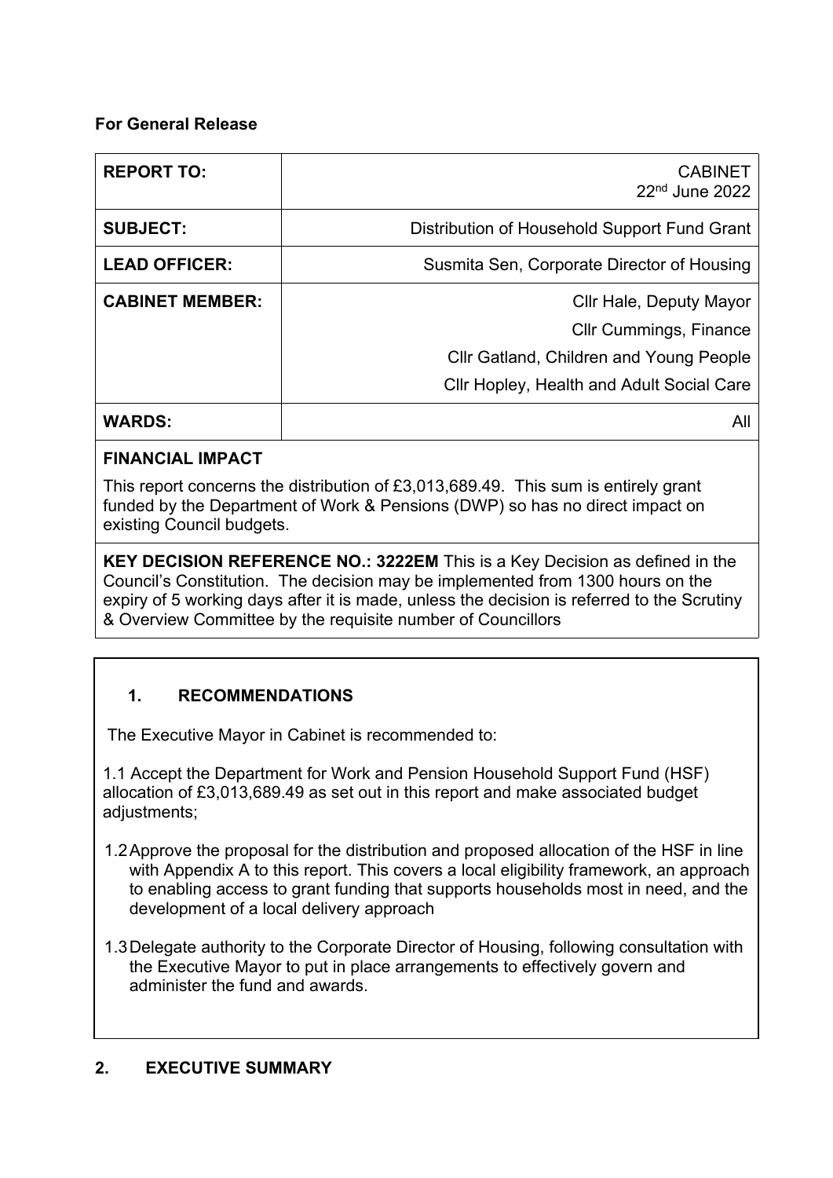**For General Release**

| REPORT TO: | CABINET 22nd June 2022 |
|---|---|
| SUBJECT: | Distribution of Household Support Fund Grant |
| LEAD OFFICER: | Susmita Sen, Corporate Director of Housing |
| CABINET MEMBER: | Cllr Hale, Deputy Mayor<br>Cllr Cummings, Finance<br>Cllr Gatland, Children and Young People<br>Cllr Hopley, Health and Adult Social Care |
| WARDS: | All |

**FINANCIAL IMPACT**

This report concerns the distribution of £3,013,689.49. This sum is entirely grant funded by the Department of Work & Pensions (DWP) so has no direct impact on existing Council budgets.

**KEY DECISION REFERENCE NO.: 3222EM** This is a Key Decision as defined in the Council's Constitution. The decision may be implemented from 1300 hours on the expiry of 5 working days after it is made, unless the decision is referred to the Scrutiny & Overview Committee by the requisite number of Councillors

## 1. RECOMMENDATIONS

The Executive Mayor in Cabinet is recommended to:

1.1 Accept the Department for Work and Pension Household Support Fund (HSF) allocation of £3,013,689.49 as set out in this report and make associated budget adjustments;

1.2 Approve the proposal for the distribution and proposed allocation of the HSF in line with Appendix A to this report. This covers a local eligibility framework, an approach to enabling access to grant funding that supports households most in need, and the development of a local delivery approach

1.3 Delegate authority to the Corporate Director of Housing, following consultation with the Executive Mayor to put in place arrangements to effectively govern and administer the fund and awards.

## 2. EXECUTIVE SUMMARY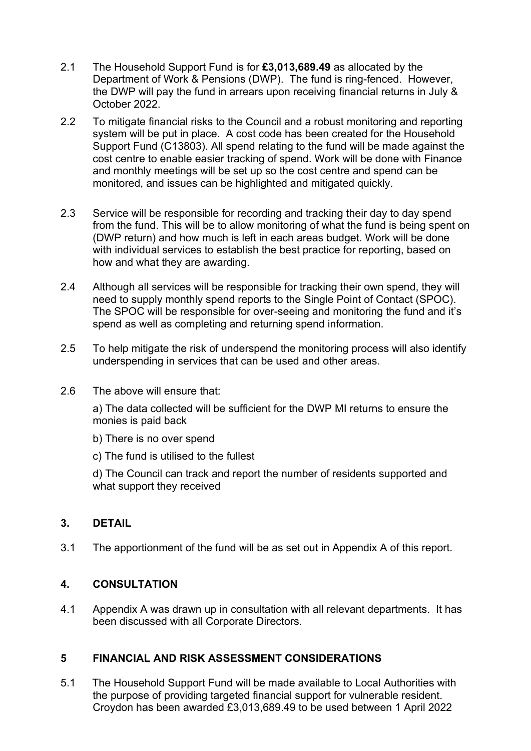2.1 The Household Support Fund is for **£3,013,689.49** as allocated by the Department of Work & Pensions (DWP). The fund is ring-fenced. However, the DWP will pay the fund in arrears upon receiving financial returns in July & October 2022.

2.2 To mitigate financial risks to the Council and a robust monitoring and reporting system will be put in place. A cost code has been created for the Household Support Fund (C13803). All spend relating to the fund will be made against the cost centre to enable easier tracking of spend. Work will be done with Finance and monthly meetings will be set up so the cost centre and spend can be monitored, and issues can be highlighted and mitigated quickly.

2.3 Service will be responsible for recording and tracking their day to day spend from the fund. This will be to allow monitoring of what the fund is being spent on (DWP return) and how much is left in each areas budget. Work will be done with individual services to establish the best practice for reporting, based on how and what they are awarding.

2.4 Although all services will be responsible for tracking their own spend, they will need to supply monthly spend reports to the Single Point of Contact (SPOC). The SPOC will be responsible for over-seeing and monitoring the fund and it's spend as well as completing and returning spend information.

2.5 To help mitigate the risk of underspend the monitoring process will also identify underspending in services that can be used and other areas.

2.6 The above will ensure that:

a) The data collected will be sufficient for the DWP MI returns to ensure the monies is paid back

b) There is no over spend

c) The fund is utilised to the fullest

d) The Council can track and report the number of residents supported and what support they received

## 3. DETAIL

3.1 The apportionment of the fund will be as set out in Appendix A of this report.

## 4. CONSULTATION

4.1 Appendix A was drawn up in consultation with all relevant departments. It has been discussed with all Corporate Directors.

## 5 FINANCIAL AND RISK ASSESSMENT CONSIDERATIONS

5.1 The Household Support Fund will be made available to Local Authorities with the purpose of providing targeted financial support for vulnerable resident. Croydon has been awarded £3,013,689.49 to be used between 1 April 2022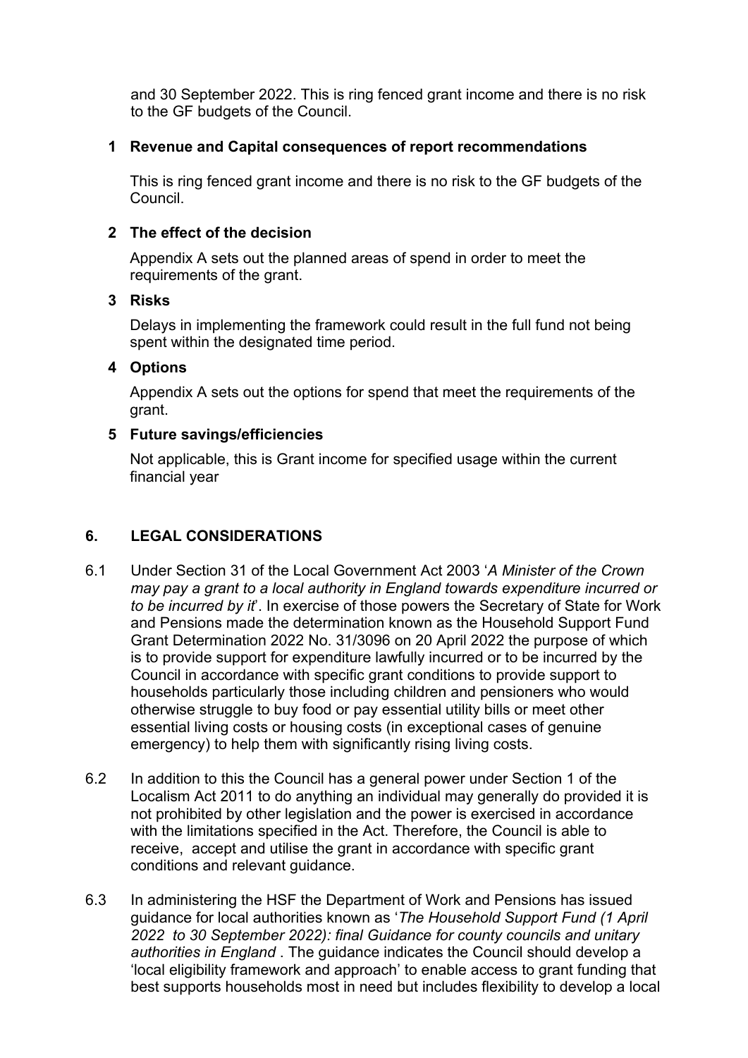and 30 September 2022. This is ring fenced grant income and there is no risk to the GF budgets of the Council.

**1 Revenue and Capital consequences of report recommendations**

This is ring fenced grant income and there is no risk to the GF budgets of the Council.

**2 The effect of the decision**

Appendix A sets out the planned areas of spend in order to meet the requirements of the grant.

**3 Risks**

Delays in implementing the framework could result in the full fund not being spent within the designated time period.

**4 Options**

Appendix A sets out the options for spend that meet the requirements of the grant.

**5 Future savings/efficiencies**

Not applicable, this is Grant income for specified usage within the current financial year

## 6. LEGAL CONSIDERATIONS

6.1 Under Section 31 of the Local Government Act 2003 '*A Minister of the Crown may pay a grant to a local authority in England towards expenditure incurred or to be incurred by it*'. In exercise of those powers the Secretary of State for Work and Pensions made the determination known as the Household Support Fund Grant Determination 2022 No. 31/3096 on 20 April 2022 the purpose of which is to provide support for expenditure lawfully incurred or to be incurred by the Council in accordance with specific grant conditions to provide support to households particularly those including children and pensioners who would otherwise struggle to buy food or pay essential utility bills or meet other essential living costs or housing costs (in exceptional cases of genuine emergency) to help them with significantly rising living costs.

6.2 In addition to this the Council has a general power under Section 1 of the Localism Act 2011 to do anything an individual may generally do provided it is not prohibited by other legislation and the power is exercised in accordance with the limitations specified in the Act. Therefore, the Council is able to receive, accept and utilise the grant in accordance with specific grant conditions and relevant guidance.

6.3 In administering the HSF the Department of Work and Pensions has issued guidance for local authorities known as '*The Household Support Fund (1 April 2022 to 30 September 2022): final Guidance for county councils and unitary authorities in England* . The guidance indicates the Council should develop a 'local eligibility framework and approach' to enable access to grant funding that best supports households most in need but includes flexibility to develop a local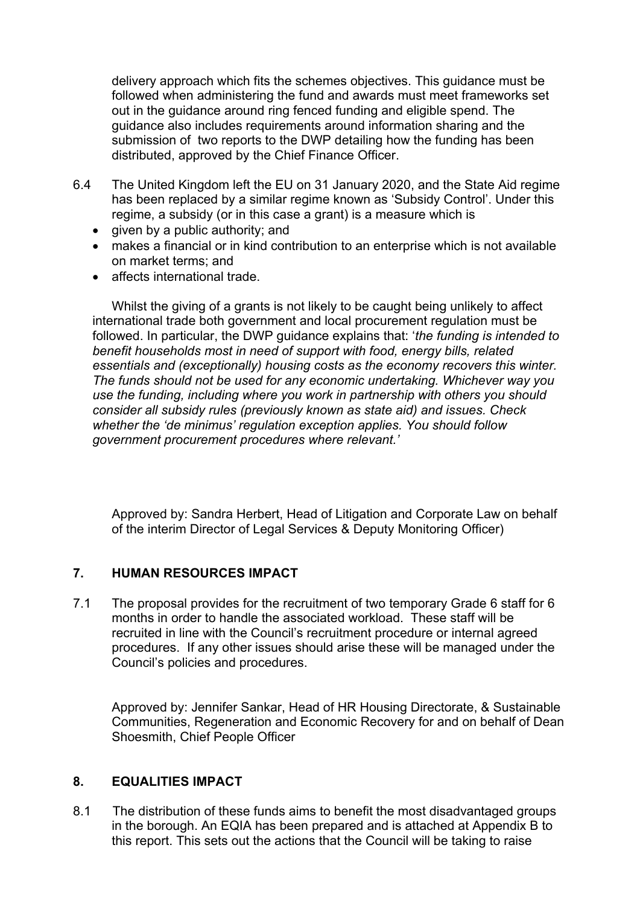delivery approach which fits the schemes objectives. This guidance must be followed when administering the fund and awards must meet frameworks set out in the guidance around ring fenced funding and eligible spend. The guidance also includes requirements around information sharing and the submission of two reports to the DWP detailing how the funding has been distributed, approved by the Chief Finance Officer.

6.4 The United Kingdom left the EU on 31 January 2020, and the State Aid regime has been replaced by a similar regime known as 'Subsidy Control'. Under this regime, a subsidy (or in this case a grant) is a measure which is

- given by a public authority; and
- makes a financial or in kind contribution to an enterprise which is not available on market terms; and
- affects international trade.

Whilst the giving of a grants is not likely to be caught being unlikely to affect international trade both government and local procurement regulation must be followed. In particular, the DWP guidance explains that: '*the funding is intended to benefit households most in need of support with food, energy bills, related essentials and (exceptionally) housing costs as the economy recovers this winter. The funds should not be used for any economic undertaking. Whichever way you use the funding, including where you work in partnership with others you should consider all subsidy rules (previously known as state aid) and issues. Check whether the 'de minimus' regulation exception applies. You should follow government procurement procedures where relevant.*'

Approved by: Sandra Herbert, Head of Litigation and Corporate Law on behalf of the interim Director of Legal Services & Deputy Monitoring Officer)

## 7. HUMAN RESOURCES IMPACT

7.1 The proposal provides for the recruitment of two temporary Grade 6 staff for 6 months in order to handle the associated workload. These staff will be recruited in line with the Council's recruitment procedure or internal agreed procedures. If any other issues should arise these will be managed under the Council's policies and procedures.

Approved by: Jennifer Sankar, Head of HR Housing Directorate, & Sustainable Communities, Regeneration and Economic Recovery for and on behalf of Dean Shoesmith, Chief People Officer

## 8. EQUALITIES IMPACT

8.1 The distribution of these funds aims to benefit the most disadvantaged groups in the borough. An EQIA has been prepared and is attached at Appendix B to this report. This sets out the actions that the Council will be taking to raise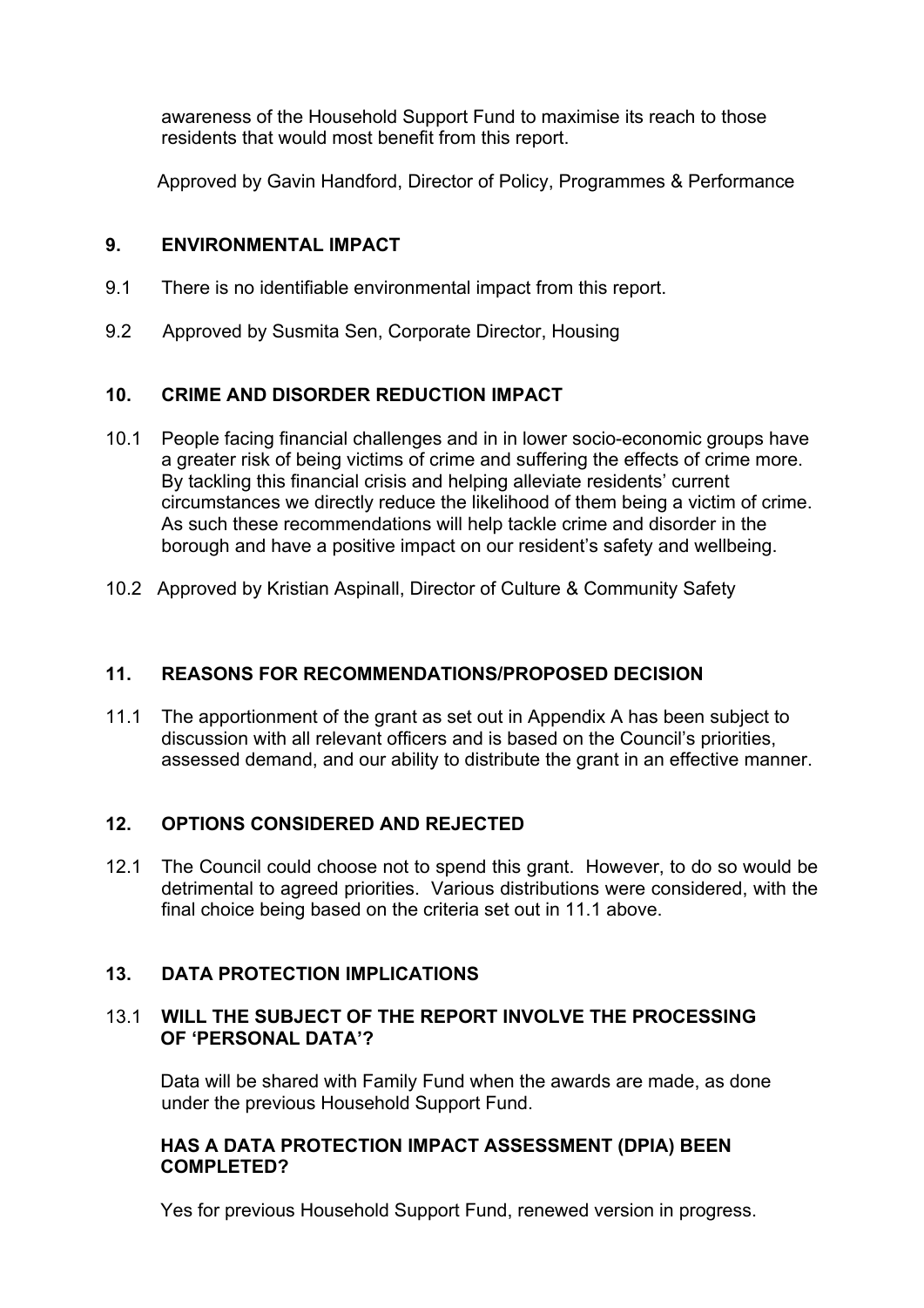awareness of the Household Support Fund to maximise its reach to those residents that would most benefit from this report.

Approved by Gavin Handford, Director of Policy, Programmes & Performance

## 9. ENVIRONMENTAL IMPACT

9.1 There is no identifiable environmental impact from this report.

9.2 Approved by Susmita Sen, Corporate Director, Housing

## 10. CRIME AND DISORDER REDUCTION IMPACT

10.1 People facing financial challenges and in in lower socio-economic groups have a greater risk of being victims of crime and suffering the effects of crime more. By tackling this financial crisis and helping alleviate residents' current circumstances we directly reduce the likelihood of them being a victim of crime. As such these recommendations will help tackle crime and disorder in the borough and have a positive impact on our resident's safety and wellbeing.

10.2 Approved by Kristian Aspinall, Director of Culture & Community Safety

## 11. REASONS FOR RECOMMENDATIONS/PROPOSED DECISION

11.1 The apportionment of the grant as set out in Appendix A has been subject to discussion with all relevant officers and is based on the Council's priorities, assessed demand, and our ability to distribute the grant in an effective manner.

## 12. OPTIONS CONSIDERED AND REJECTED

12.1 The Council could choose not to spend this grant. However, to do so would be detrimental to agreed priorities. Various distributions were considered, with the final choice being based on the criteria set out in 11.1 above.

## 13. DATA PROTECTION IMPLICATIONS

### 13.1 WILL THE SUBJECT OF THE REPORT INVOLVE THE PROCESSING OF 'PERSONAL DATA'?

Data will be shared with Family Fund when the awards are made, as done under the previous Household Support Fund.

**HAS A DATA PROTECTION IMPACT ASSESSMENT (DPIA) BEEN COMPLETED?**

Yes for previous Household Support Fund, renewed version in progress.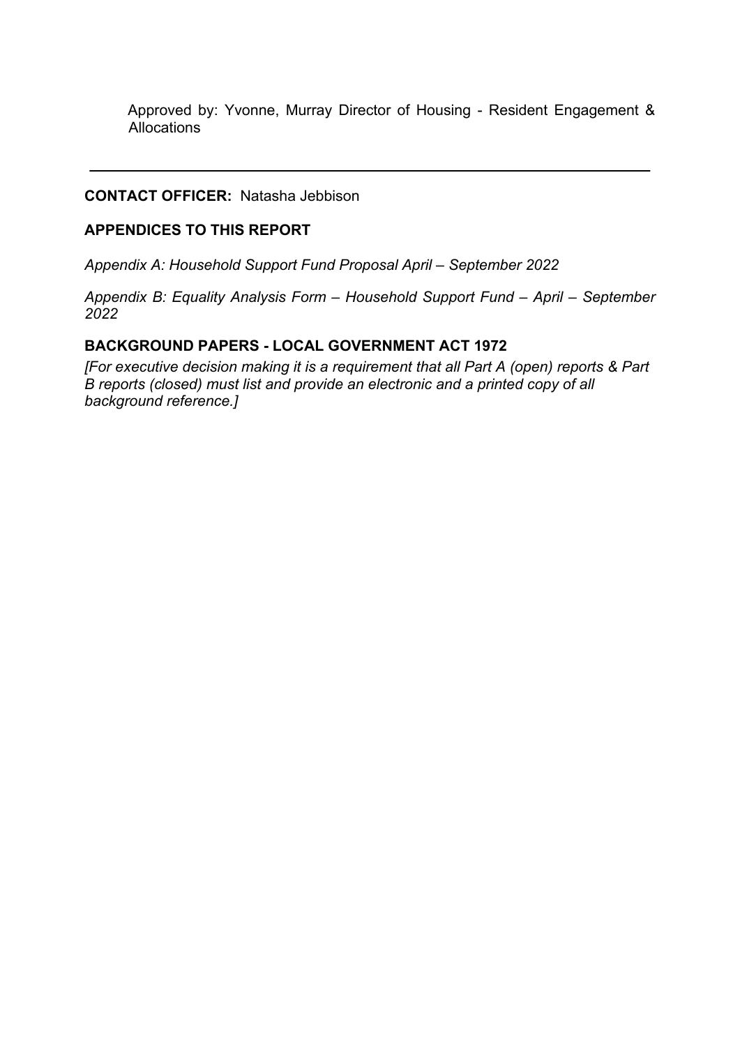Approved by: Yvonne, Murray Director of Housing - Resident Engagement & Allocations

---

**CONTACT OFFICER:** Natasha Jebbison

**APPENDICES TO THIS REPORT**

*Appendix A: Household Support Fund Proposal April – September 2022*

*Appendix B: Equality Analysis Form – Household Support Fund – April – September 2022*

**BACKGROUND PAPERS - LOCAL GOVERNMENT ACT 1972**

*[For executive decision making it is a requirement that all Part A (open) reports & Part B reports (closed) must list and provide an electronic and a printed copy of all background reference.]*